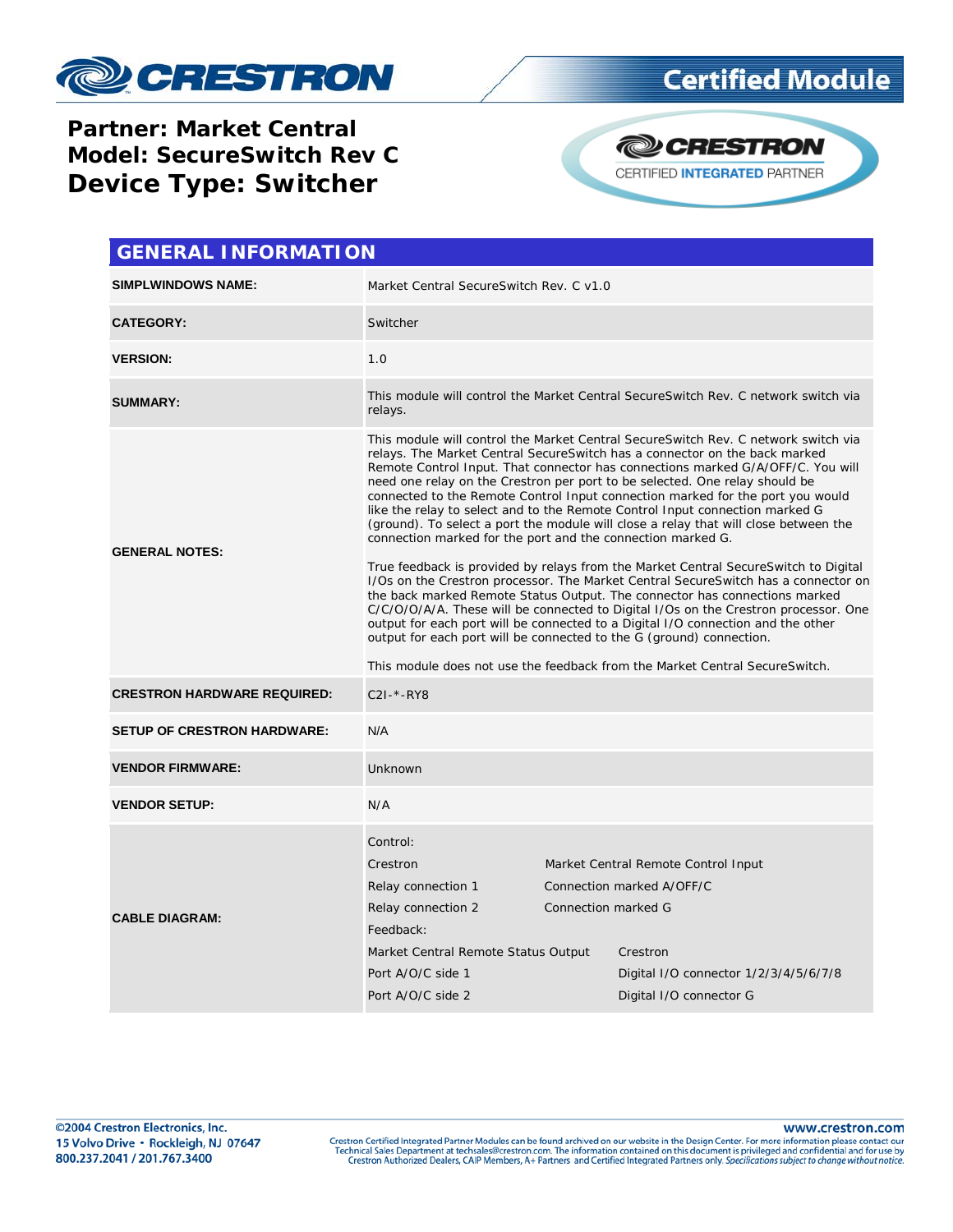# CRESTRON

**Certified Module**

## Partner: Market Central
## Model: SecureSwitch Rev C
## Device Type: Switcher

CRESTRON CERTIFIED INTEGRATED PARTNER

## GENERAL INFORMATION

| | |
|---|---|
| **SIMPLWINDOWS NAME:** | Market Central SecureSwitch Rev. C v1.0 |
| **CATEGORY:** | Switcher |
| **VERSION:** | 1.0 |
| **SUMMARY:** | This module will control the Market Central SecureSwitch Rev. C network switch via relays. |
| **GENERAL NOTES:** | This module will control the Market Central SecureSwitch Rev. C network switch via relays. The Market Central SecureSwitch has a connector on the back marked Remote Control Input. That connector has connections marked G/A/OFF/C. You will need one relay on the Crestron per port to be selected. One relay should be connected to the Remote Control Input connection marked for the port you would like the relay to select and to the Remote Control Input connection marked G (ground). To select a port the module will close a relay that will close between the connection marked for the port and the connection marked G.<br><br>True feedback is provided by relays from the Market Central SecureSwitch to Digital I/Os on the Crestron processor. The Market Central SecureSwitch has a connector on the back marked Remote Status Output. The connector has connections marked C/C/O/O/A/A. These will be connected to Digital I/Os on the Crestron processor. One output for each port will be connected to a Digital I/O connection and the other output for each port will be connected to the G (ground) connection.<br><br>This module does not use the feedback from the Market Central SecureSwitch. |
| **CRESTRON HARDWARE REQUIRED:** | C2I-*-RY8 |
| **SETUP OF CRESTRON HARDWARE:** | N/A |
| **VENDOR FIRMWARE:** | Unknown |
| **VENDOR SETUP:** | N/A |
| **CABLE DIAGRAM:** | Control:<br>Crestron — Market Central Remote Control Input<br>Relay connection 1 — Connection marked A/OFF/C<br>Relay connection 2 — Connection marked G<br>Feedback:<br>Market Central Remote Status Output — Crestron<br>Port A/O/C side 1 — Digital I/O connector 1/2/3/4/5/6/7/8<br>Port A/O/C side 2 — Digital I/O connector G |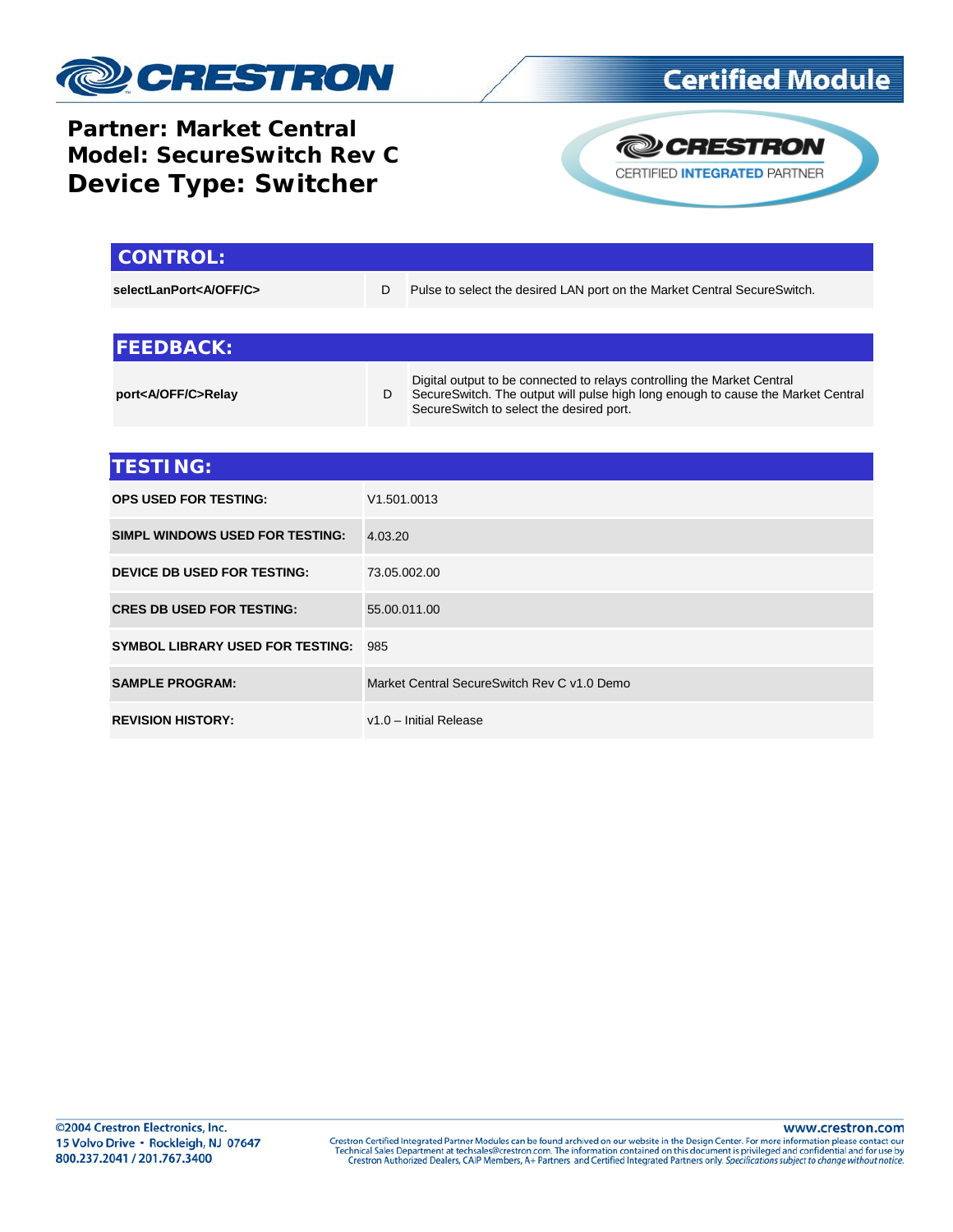Partner: Market Central
Model: SecureSwitch Rev C
Device Type: Switcher

## CONTROL:

| | | |
|---|---|---|
| **selectLanPort<A/OFF/C>** | D | Pulse to select the desired LAN port on the Market Central SecureSwitch. |

## FEEDBACK:

| | | |
|---|---|---|
| **port<A/OFF/C>Relay** | D | Digital output to be connected to relays controlling the Market Central SecureSwitch. The output will pulse high long enough to cause the Market Central SecureSwitch to select the desired port. |

## TESTING:

| | |
|---|---|
| **OPS USED FOR TESTING:** | V1.501.0013 |
| **SIMPL WINDOWS USED FOR TESTING:** | 4.03.20 |
| **DEVICE DB USED FOR TESTING:** | 73.05.002.00 |
| **CRES DB USED FOR TESTING:** | 55.00.011.00 |
| **SYMBOL LIBRARY USED FOR TESTING:** | 985 |
| **SAMPLE PROGRAM:** | Market Central SecureSwitch Rev C v1.0 Demo |
| **REVISION HISTORY:** | v1.0 – Initial Release |